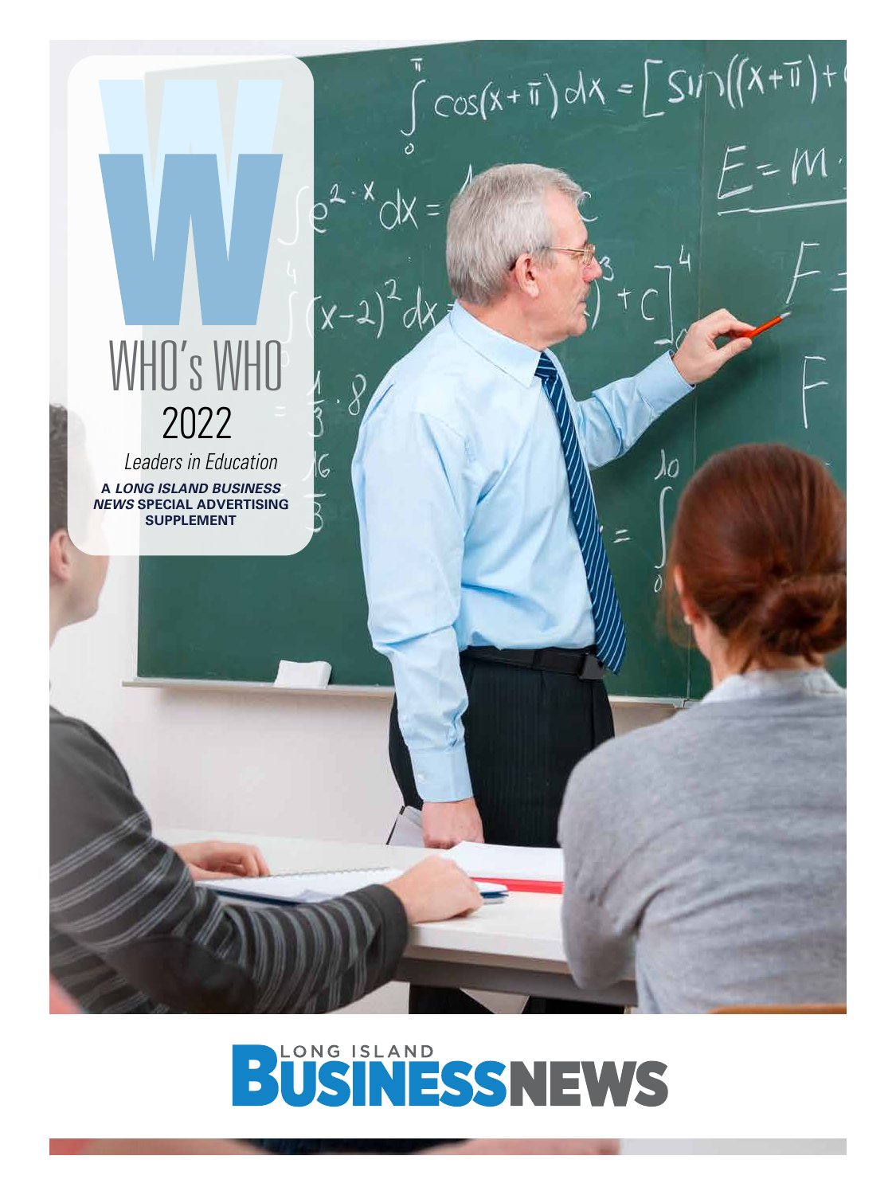# WHO's WHO 2022

*Leaders in Education*

**A *LONG ISLAND BUSINESS NEWS* SPECIAL ADVERTISING SUPPLEMENT**

LONG ISLAND BUSINESS NEWS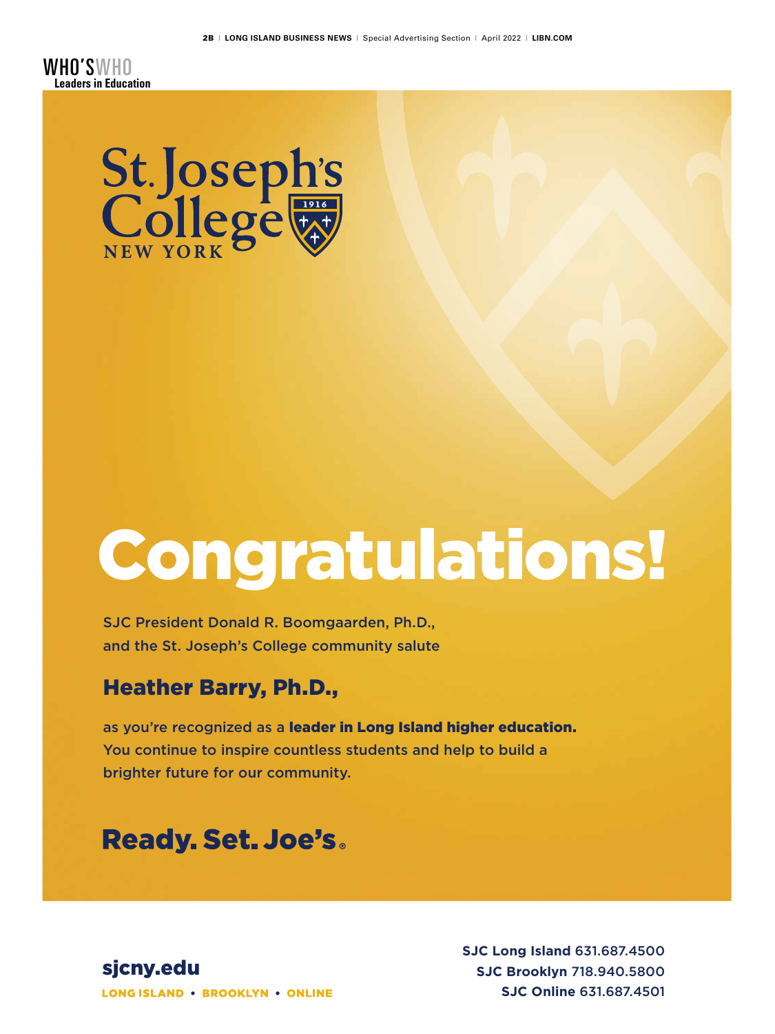WHO'S WHO
Leaders in Education

St. Joseph's College
NEW YORK
1916

# Congratulations!

SJC President Donald R. Boomgaarden, Ph.D., and the St. Joseph's College community salute

## Heather Barry, Ph.D.,

as you're recognized as a **leader in Long Island higher education.** You continue to inspire countless students and help to build a brighter future for our community.

**Ready. Set. Joe's.**®

**sjcny.edu**

LONG ISLAND • BROOKLYN • ONLINE

**SJC Long Island** 631.687.4500
**SJC Brooklyn** 718.940.5800
**SJC Online** 631.687.4501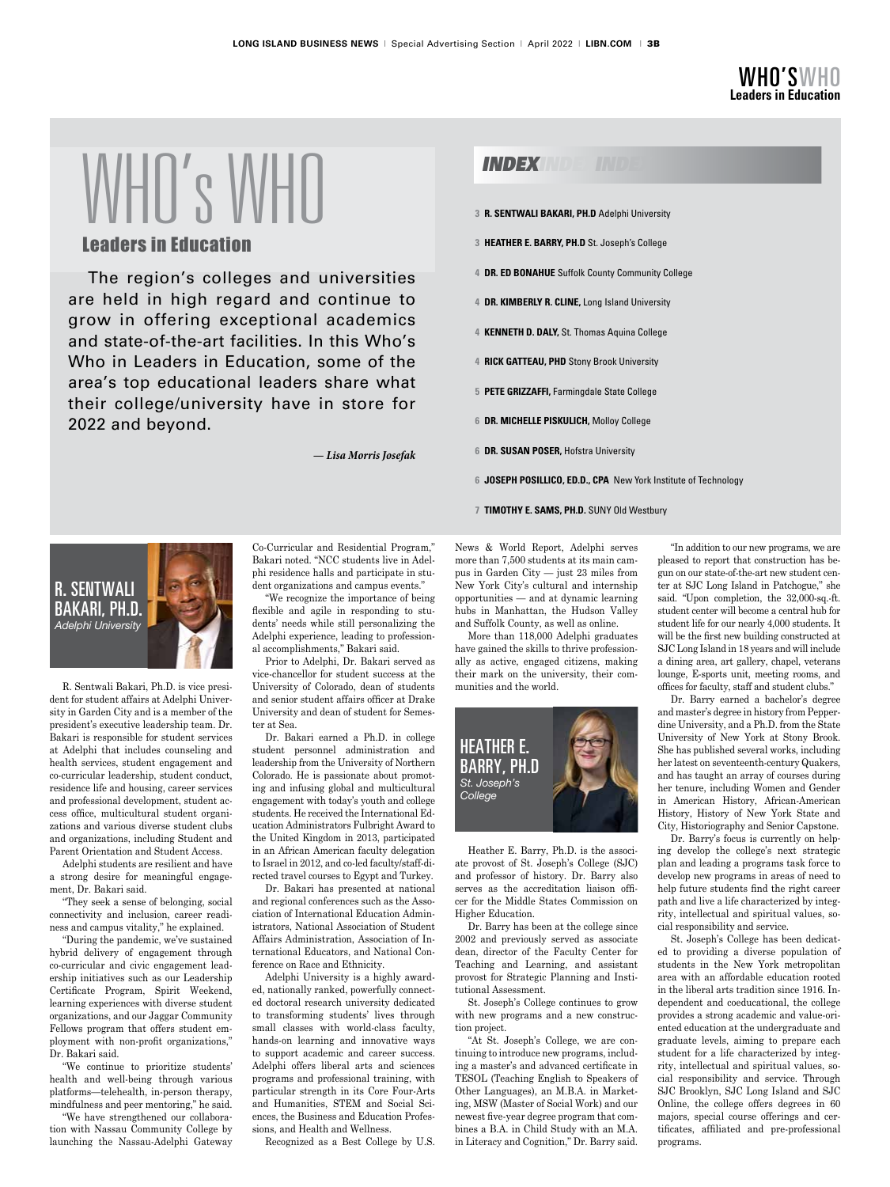# WHO's WHO

## Leaders in Education

The region's colleges and universities are held in high regard and continue to grow in offering exceptional academics and state-of-the-art facilities. In this Who's Who in Leaders in Education, some of the area's top educational leaders share what their college/university have in store for 2022 and beyond.

*— Lisa Morris Josefak*

## INDEX

3 **R. SENTWALI BAKARI, PH.D** Adelphi University

3 **HEATHER E. BARRY, PH.D** St. Joseph's College

4 **DR. ED BONAHUE** Suffolk County Community College

4 **DR. KIMBERLY R. CLINE,** Long Island University

4 **KENNETH D. DALY,** St. Thomas Aquina College

4 **RICK GATTEAU, PHD** Stony Brook University

5 **PETE GRIZZAFFI,** Farmingdale State College

6 **DR. MICHELLE PISKULICH,** Molloy College

6 **DR. SUSAN POSER,** Hofstra University

6 **JOSEPH POSILLICO, ED.D., CPA** New York Institute of Technology

7 **TIMOTHY E. SAMS, PH.D.** SUNY Old Westbury

## R. SENTWALI BAKARI, PH.D.

*Adelphi University*

R. Sentwali Bakari, Ph.D. is vice president for student affairs at Adelphi University in Garden City and is a member of the president's executive leadership team. Dr. Bakari is responsible for student services at Adelphi that includes counseling and health services, student engagement and co-curricular leadership, student conduct, residence life and housing, career services and professional development, student access office, multicultural student organizations and various diverse student clubs and organizations, including Student and Parent Orientation and Student Access.

Adelphi students are resilient and have a strong desire for meaningful engagement, Dr. Bakari said.

"They seek a sense of belonging, social connectivity and inclusion, career readiness and campus vitality," he explained.

"During the pandemic, we've sustained hybrid delivery of engagement through co-curricular and civic engagement leadership initiatives such as our Leadership Certificate Program, Spirit Weekend, learning experiences with diverse student organizations, and our Jaggar Community Fellows program that offers student employment with non-profit organizations," Dr. Bakari said.

"We continue to prioritize students' health and well-being through various platforms—telehealth, in-person therapy, mindfulness and peer mentoring," he said.

"We have strengthened our collaboration with Nassau Community College by launching the Nassau-Adelphi Gateway Co-Curricular and Residential Program," Bakari noted. "NCC students live in Adelphi residence halls and participate in student organizations and campus events."

"We recognize the importance of being flexible and agile in responding to students' needs while still personalizing the Adelphi experience, leading to professional accomplishments," Bakari said.

Prior to Adelphi, Dr. Bakari served as vice-chancellor for student success at the University of Colorado, dean of students and senior student affairs officer at Drake University and dean of student for Semester at Sea.

Dr. Bakari earned a Ph.D. in college student personnel administration and leadership from the University of Northern Colorado. He is passionate about promoting and infusing global and multicultural engagement with today's youth and college students. He received the International Education Administrators Fulbright Award to the United Kingdom in 2013, participated in an African American faculty delegation to Israel in 2012, and co-led faculty/staff-directed travel courses to Egypt and Turkey.

Dr. Bakari has presented at national and regional conferences such as the Association of International Education Administrators, National Association of Student Affairs Administration, Association of International Educators, and National Conference on Race and Ethnicity.

Adelphi University is a highly awarded, nationally ranked, powerfully connected doctoral research university dedicated to transforming students' lives through small classes with world-class faculty, hands-on learning and innovative ways to support academic and career success. Adelphi offers liberal arts and sciences programs and professional training, with particular strength in its Core Four-Arts and Humanities, STEM and Social Sciences, the Business and Education Professions, and Health and Wellness.

Recognized as a Best College by U.S. News & World Report, Adelphi serves more than 7,500 students at its main campus in Garden City — just 23 miles from New York City's cultural and internship opportunities — and at dynamic learning hubs in Manhattan, the Hudson Valley and Suffolk County, as well as online.

More than 118,000 Adelphi graduates have gained the skills to thrive professionally as active, engaged citizens, making their mark on the university, their communities and the world.

## HEATHER E. BARRY, PH.D

*St. Joseph's College*

Heather E. Barry, Ph.D. is the associate provost of St. Joseph's College (SJC) and professor of history. Dr. Barry also serves as the accreditation liaison officer for the Middle States Commission on Higher Education.

Dr. Barry has been at the college since 2002 and previously served as associate dean, director of the Faculty Center for Teaching and Learning, and assistant provost for Strategic Planning and Institutional Assessment.

St. Joseph's College continues to grow with new programs and a new construction project.

"At St. Joseph's College, we are continuing to introduce new programs, including a master's and advanced certificate in TESOL (Teaching English to Speakers of Other Languages), an M.B.A. in Marketing, MSW (Master of Social Work) and our newest five-year degree program that combines a B.A. in Child Study with an M.A. in Literacy and Cognition," Dr. Barry said.

"In addition to our new programs, we are pleased to report that construction has begun on our state-of-the-art new student center at SJC Long Island in Patchogue," she said. "Upon completion, the 32,000-sq.-ft. student center will become a central hub for student life for our nearly 4,000 students. It will be the first new building constructed at SJC Long Island in 18 years and will include a dining area, art gallery, chapel, veterans lounge, E-sports unit, meeting rooms, and offices for faculty, staff and student clubs."

Dr. Barry earned a bachelor's degree and master's degree in history from Pepperdine University, and a Ph.D. from the State University of New York at Stony Brook. She has published several works, including her latest on seventeenth-century Quakers, and has taught an array of courses during her tenure, including Women and Gender in American History, African-American History, History of New York State and City, Historiography and Senior Capstone.

Dr. Barry's focus is currently on helping develop the college's next strategic plan and leading a programs task force to develop new programs in areas of need to help future students find the right career path and live a life characterized by integrity, intellectual and spiritual values, social responsibility and service.

St. Joseph's College has been dedicated to providing a diverse population of students in the New York metropolitan area with an affordable education rooted in the liberal arts tradition since 1916. Independent and coeducational, the college provides a strong academic and value-oriented education at the undergraduate and graduate levels, aiming to prepare each student for a life characterized by integrity, intellectual and spiritual values, social responsibility and service. Through SJC Brooklyn, SJC Long Island and SJC Online, the college offers degrees in 60 majors, special course offerings and certificates, affiliated and pre-professional programs.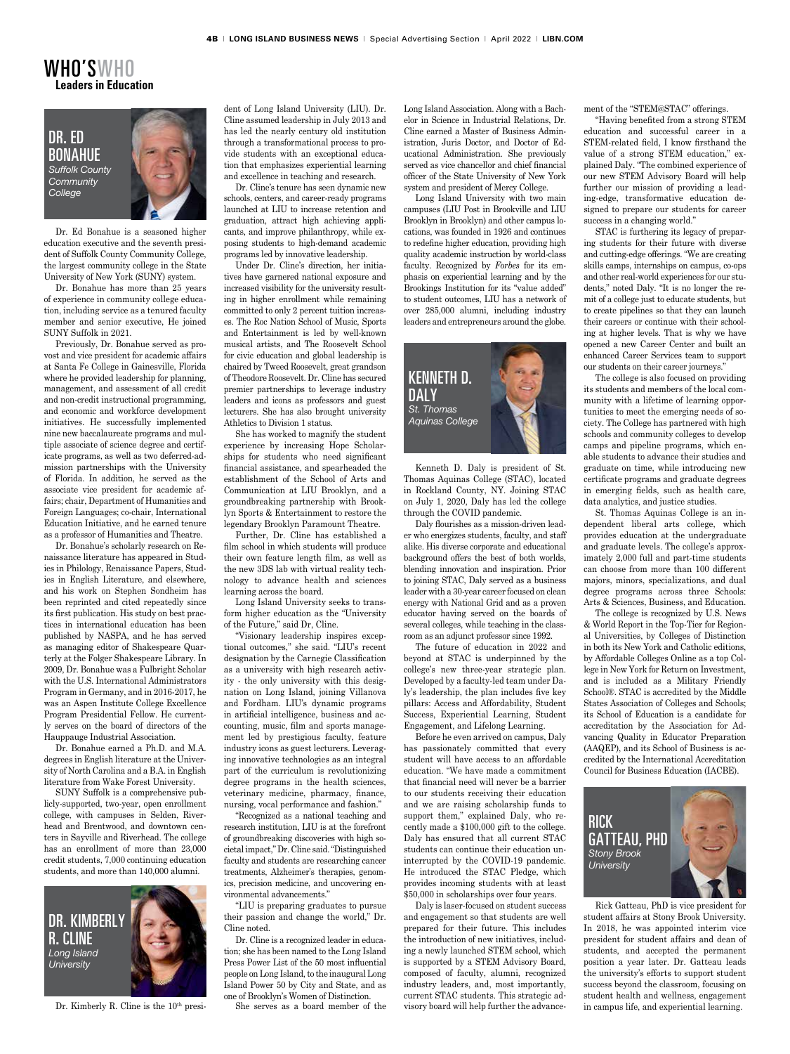# WHO'S WHO
## Leaders in Education

### DR. ED BONAHUE
*Suffolk County Community College*

Dr. Ed Bonahue is a seasoned higher education executive and the seventh president of Suffolk County Community College, the largest community college in the State University of New York (SUNY) system.

Dr. Bonahue has more than 25 years of experience in community college education, including service as a tenured faculty member and senior executive, He joined SUNY Suffolk in 2021.

Previously, Dr. Bonahue served as provost and vice president for academic affairs at Santa Fe College in Gainesville, Florida where he provided leadership for planning, management, and assessment of all credit and non-credit instructional programming, and economic and workforce development initiatives. He successfully implemented nine new baccalaureate programs and multiple associate of science degree and certificate programs, as well as two deferred-admission partnerships with the University of Florida. In addition, he served as the associate vice president for academic affairs; chair, Department of Humanities and Foreign Languages; co-chair, International Education Initiative, and he earned tenure as a professor of Humanities and Theatre.

Dr. Bonahue's scholarly research on Renaissance literature has appeared in Studies in Philology, Renaissance Papers, Studies in English Literature, and elsewhere, and his work on Stephen Sondheim has been reprinted and cited repeatedly since its first publication. His study on best practices in international education has been published by NASPA, and he has served as managing editor of Shakespeare Quarterly at the Folger Shakespeare Library. In 2009, Dr. Bonahue was a Fulbright Scholar with the U.S. International Administrators Program in Germany, and in 2016-2017, he was an Aspen Institute College Excellence Program Presidential Fellow. He currently serves on the board of directors of the Hauppauge Industrial Association.

Dr. Bonahue earned a Ph.D. and M.A. degrees in English literature at the University of North Carolina and a B.A. in English literature from Wake Forest University.

SUNY Suffolk is a comprehensive publicly-supported, two-year, open enrollment college, with campuses in Selden, Riverhead and Brentwood, and downtown centers in Sayville and Riverhead. The college has an enrollment of more than 23,000 credit students, 7,000 continuing education students, and more than 140,000 alumni.

### DR. KIMBERLY R. CLINE
*Long Island University*

Dr. Kimberly R. Cline is the 10th president of Long Island University (LIU). Dr. Cline assumed leadership in July 2013 and has led the nearly century old institution through a transformational process to provide students with an exceptional education that emphasizes experiential learning and excellence in teaching and research.

Dr. Cline's tenure has seen dynamic new schools, centers, and career-ready programs launched at LIU to increase retention and graduation, attract high achieving applicants, and improve philanthropy, while exposing students to high-demand academic programs led by innovative leadership.

Under Dr. Cline's direction, her initiatives have garnered national exposure and increased visibility for the university resulting in higher enrollment while remaining committed to only 2 percent tuition increases. The Roc Nation School of Music, Sports and Entertainment is led by well-known musical artists, and The Roosevelt School for civic education and global leadership is chaired by Tweed Roosevelt, great grandson of Theodore Roosevelt. Dr. Cline has secured premier partnerships to leverage industry leaders and icons as professors and guest lecturers. She has also brought university Athletics to Division 1 status.

She has worked to magnify the student experience by increasing Hope Scholarships for students who need significant financial assistance, and spearheaded the establishment of the School of Arts and Communication at LIU Brooklyn, and a groundbreaking partnership with Brooklyn Sports & Entertainment to restore the legendary Brooklyn Paramount Theatre.

Further, Dr. Cline has established a film school in which students will produce their own feature length film, as well as the new 3DS lab with virtual reality technology to advance health and sciences learning across the board.

Long Island University seeks to transform higher education as the "University of the Future," said Dr, Cline.

"Visionary leadership inspires exceptional outcomes," she said. "LIU's recent designation by the Carnegie Classification as a university with high research activity - the only university with this designation on Long Island, joining Villanova and Fordham. LIU's dynamic programs in artificial intelligence, business and accounting, music, film and sports management led by prestigious faculty, feature industry icons as guest lecturers. Leveraging innovative technologies as an integral part of the curriculum is revolutionizing degree programs in the health sciences, veterinary medicine, pharmacy, finance, nursing, vocal performance and fashion."

"Recognized as a national teaching and research institution, LIU is at the forefront of groundbreaking discoveries with high societal impact," Dr. Cline said. "Distinguished faculty and students are researching cancer treatments, Alzheimer's therapies, genomics, precision medicine, and uncovering environmental advancements."

"LIU is preparing graduates to pursue their passion and change the world," Dr. Cline noted.

Dr. Cline is a recognized leader in education; she has been named to the Long Island Press Power List of the 50 most influential people on Long Island, to the inaugural Long Island Power 50 by City and State, and as one of Brooklyn's Women of Distinction.

She serves as a board member of the Long Island Association. Along with a Bachelor in Science in Industrial Relations, Dr. Cline earned a Master of Business Administration, Juris Doctor, and Doctor of Educational Administration. She previously served as vice chancellor and chief financial officer of the State University of New York system and president of Mercy College.

Long Island University with two main campuses (LIU Post in Brookville and LIU Brooklyn in Brooklyn) and other campus locations, was founded in 1926 and continues to redefine higher education, providing high quality academic instruction by world-class faculty. Recognized by *Forbes* for its emphasis on experiential learning and by the Brookings Institution for its "value added" to student outcomes, LIU has a network of over 285,000 alumni, including industry leaders and entrepreneurs around the globe.

### KENNETH D. DALY
*St. Thomas Aquinas College*

Kenneth D. Daly is president of St. Thomas Aquinas College (STAC), located in Rockland County, NY. Joining STAC on July 1, 2020, Daly has led the college through the COVID pandemic.

Daly flourishes as a mission-driven leader who energizes students, faculty, and staff alike. His diverse corporate and educational background offers the best of both worlds, blending innovation and inspiration. Prior to joining STAC, Daly served as a business leader with a 30-year career focused on clean energy with National Grid and as a proven educator having served on the boards of several colleges, while teaching in the classroom as an adjunct professor since 1992.

The future of education in 2022 and beyond at STAC is underpinned by the college's new three-year strategic plan. Developed by a faculty-led team under Daly's leadership, the plan includes five key pillars: Access and Affordability, Student Success, Experiential Learning, Student Engagement, and Lifelong Learning.

Before he even arrived on campus, Daly has passionately committed that every student will have access to an affordable education. "We have made a commitment that financial need will never be a barrier to our students receiving their education and we are raising scholarship funds to support them," explained Daly, who recently made a $100,000 gift to the college. Daly has ensured that all current STAC students can continue their education uninterrupted by the COVID-19 pandemic. He introduced the STAC Pledge, which provides incoming students with at least $50,000 in scholarships over four years.

Daly is laser-focused on student success and engagement so that students are well prepared for their future. This includes the introduction of new initiatives, including a newly launched STEM school, which is supported by a STEM Advisory Board, composed of faculty, alumni, recognized industry leaders, and, most importantly, current STAC students. This strategic advisory board will help further the advancement of the "STEM@STAC" offerings.

"Having benefited from a strong STEM education and successful career in a STEM-related field, I know firsthand the value of a strong STEM education," explained Daly. "The combined experience of our new STEM Advisory Board will help further our mission of providing a leading-edge, transformative education designed to prepare our students for career success in a changing world."

STAC is furthering its legacy of preparing students for their future with diverse and cutting-edge offerings. "We are creating skills camps, internships on campus, co-ops and other real-world experiences for our students," noted Daly. "It is no longer the remit of a college just to educate students, but to create pipelines so that they can launch their careers or continue with their schooling at higher levels. That is why we have opened a new Career Center and built an enhanced Career Services team to support our students on their career journeys."

The college is also focused on providing its students and members of the local community with a lifetime of learning opportunities to meet the emerging needs of society. The College has partnered with high schools and community colleges to develop camps and pipeline programs, which enable students to advance their studies and graduate on time, while introducing new certificate programs and graduate degrees in emerging fields, such as health care, data analytics, and justice studies.

St. Thomas Aquinas College is an independent liberal arts college, which provides education at the undergraduate and graduate levels. The college's approximately 2,000 full and part-time students can choose from more than 100 different majors, minors, specializations, and dual degree programs across three Schools: Arts & Sciences, Business, and Education.

The college is recognized by U.S. News & World Report in the Top-Tier for Regional Universities, by Colleges of Distinction in both its New York and Catholic editions, by Affordable Colleges Online as a top College in New York for Return on Investment, and is included as a Military Friendly School®. STAC is accredited by the Middle States Association of Colleges and Schools; its School of Education is a candidate for accreditation by the Association for Advancing Quality in Educator Preparation (AAQEP), and its School of Business is accredited by the International Accreditation Council for Business Education (IACBE).

### RICK GATTEAU, PHD
*Stony Brook University*

Rick Gatteau, PhD is vice president for student affairs at Stony Brook University. In 2018, he was appointed interim vice president for student affairs and dean of students, and accepted the permanent position a year later. Dr. Gatteau leads the university's efforts to support student success beyond the classroom, focusing on student health and wellness, engagement in campus life, and experiential learning.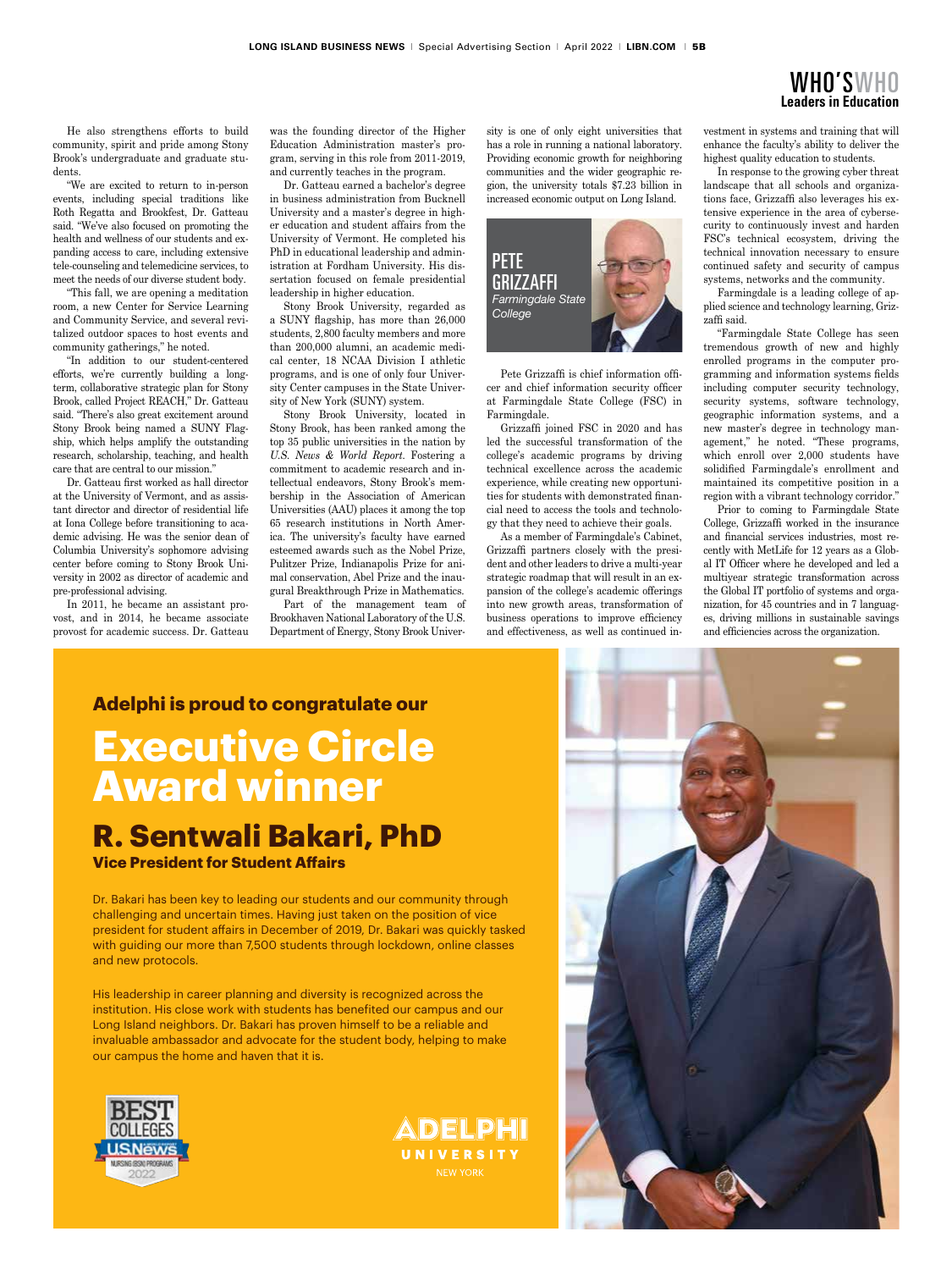# WHO'S WHO
## Leaders in Education

He also strengthens efforts to build community, spirit and pride among Stony Brook's undergraduate and graduate students.

"We are excited to return to in-person events, including special traditions like Roth Regatta and Brookfest, Dr. Gatteau said. "We've also focused on promoting the health and wellness of our students and expanding access to care, including extensive tele-counseling and telemedicine services, to meet the needs of our diverse student body.

"This fall, we are opening a meditation room, a new Center for Service Learning and Community Service, and several revitalized outdoor spaces to host events and community gatherings," he noted.

"In addition to our student-centered efforts, we're currently building a long-term, collaborative strategic plan for Stony Brook, called Project REACH," Dr. Gatteau said. "There's also great excitement around Stony Brook being named a SUNY Flagship, which helps amplify the outstanding research, scholarship, teaching, and health care that are central to our mission."

Dr. Gatteau first worked as hall director at the University of Vermont, and as assistant director and director of residential life at Iona College before transitioning to academic advising. He was the senior dean of Columbia University's sophomore advising center before coming to Stony Brook University in 2002 as director of academic and pre-professional advising.

In 2011, he became an assistant provost, and in 2014, he became associate provost for academic success. Dr. Gatteau was the founding director of the Higher Education Administration master's program, serving in this role from 2011-2019, and currently teaches in the program.

Dr. Gatteau earned a bachelor's degree in business administration from Bucknell University and a master's degree in higher education and student affairs from the University of Vermont. He completed his PhD in educational leadership and administration at Fordham University. His dissertation focused on female presidential leadership in higher education.

Stony Brook University, regarded as a SUNY flagship, has more than 26,000 students, 2,800 faculty members and more than 200,000 alumni, an academic medical center, 18 NCAA Division I athletic programs, and is one of only four University Center campuses in the State University of New York (SUNY) system.

Stony Brook University, located in Stony Brook, has been ranked among the top 35 public universities in the nation by *U.S. News & World Report.* Fostering a commitment to academic research and intellectual endeavors, Stony Brook's membership in the Association of American Universities (AAU) places it among the top 65 research institutions in North America. The university's faculty have earned esteemed awards such as the Nobel Prize, Pulitzer Prize, Indianapolis Prize for animal conservation, Abel Prize and the inaugural Breakthrough Prize in Mathematics.

Part of the management team of Brookhaven National Laboratory of the U.S. Department of Energy, Stony Brook University is one of only eight universities that has a role in running a national laboratory. Providing economic growth for neighboring communities and the wider geographic region, the university totals $7.23 billion in increased economic output on Long Island.

## PETE GRIZZAFFI
*Farmingdale State College*

Pete Grizzaffi is chief information officer and chief information security officer at Farmingdale State College (FSC) in Farmingdale.

Grizzaffi joined FSC in 2020 and has led the successful transformation of the college's academic programs by driving technical excellence across the academic experience, while creating new opportunities for students with demonstrated financial need to access the tools and technology that they need to achieve their goals.

As a member of Farmingdale's Cabinet, Grizzaffi partners closely with the president and other leaders to drive a multi-year strategic roadmap that will result in an expansion of the college's academic offerings into new growth areas, transformation of business operations to improve efficiency and effectiveness, as well as continued investment in systems and training that will enhance the faculty's ability to deliver the highest quality education to students.

In response to the growing cyber threat landscape that all schools and organizations face, Grizzaffi also leverages his extensive experience in the area of cybersecurity to continuously invest and harden FSC's technical ecosystem, driving the technical innovation necessary to ensure continued safety and security of campus systems, networks and the community.

Farmingdale is a leading college of applied science and technology learning, Grizzaffi said.

"Farmingdale State College has seen tremendous growth of new and highly enrolled programs in the computer programming and information systems fields including computer security technology, security systems, software technology, geographic information systems, and a new master's degree in technology management," he noted. "These programs, which enroll over 2,000 students have solidified Farmingdale's enrollment and maintained its competitive position in a region with a vibrant technology corridor."

Prior to coming to Farmingdale State College, Grizzaffi worked in the insurance and financial services industries, most recently with MetLife for 12 years as a Global IT Officer where he developed and led a multiyear strategic transformation across the Global IT portfolio of systems and organization, for 45 countries and in 7 languages, driving millions in sustainable savings and efficiencies across the organization.

---

**Adelphi is proud to congratulate our**

# Executive Circle Award winner

## R. Sentwali Bakari, PhD
**Vice President for Student Affairs**

Dr. Bakari has been key to leading our students and our community through challenging and uncertain times. Having just taken on the position of vice president for student affairs in December of 2019, Dr. Bakari was quickly tasked with guiding our more than 7,500 students through lockdown, online classes and new protocols.

His leadership in career planning and diversity is recognized across the institution. His close work with students has benefited our campus and our Long Island neighbors. Dr. Bakari has proven himself to be a reliable and invaluable ambassador and advocate for the student body, helping to make our campus the home and haven that it is.

BEST COLLEGES U.S.News NURSING (BSN) PROGRAMS 2022

ADELPHI UNIVERSITY NEW YORK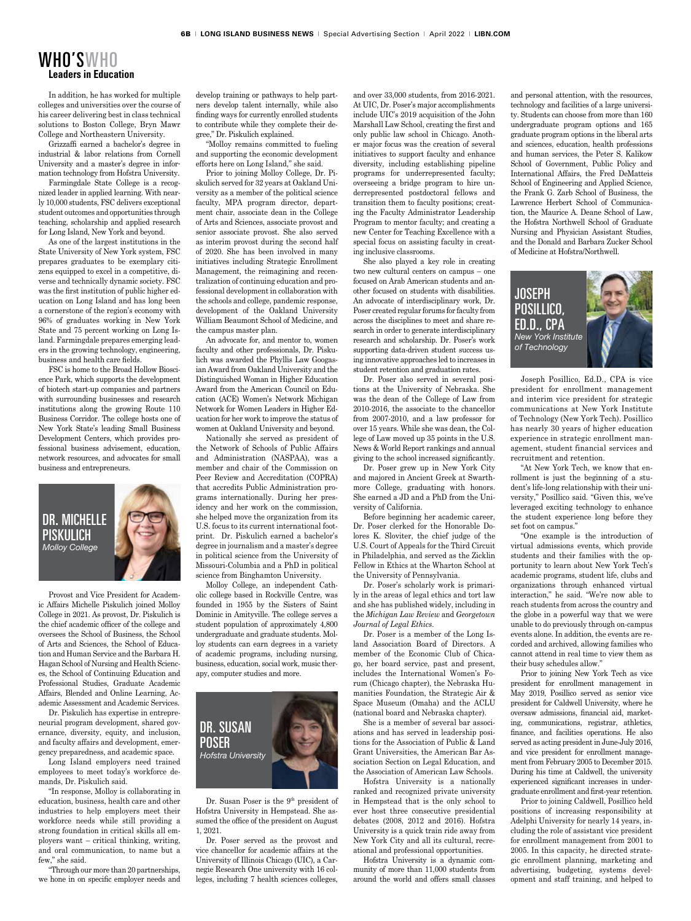# WHO'S WHO
## Leaders in Education

In addition, he has worked for multiple colleges and universities over the course of his career delivering best in class technical solutions to Boston College, Bryn Mawr College and Northeastern University.

Grizzaffi earned a bachelor's degree in industrial & labor relations from Cornell University and a master's degree in information technology from Hofstra University.

Farmingdale State College is a recognized leader in applied learning. With nearly 10,000 students, FSC delivers exceptional student outcomes and opportunities through teaching, scholarship and applied research for Long Island, New York and beyond.

As one of the largest institutions in the State University of New York system, FSC prepares graduates to be exemplary citizens equipped to excel in a competitive, diverse and technically dynamic society. FSC was the first institution of public higher education on Long Island and has long been a cornerstone of the region's economy with 96% of graduates working in New York State and 75 percent working on Long Island. Farmingdale prepares emerging leaders in the growing technology, engineering, business and health care fields.

FSC is home to the Broad Hollow Bioscience Park, which supports the development of biotech start-up companies and partners with surrounding businesses and research institutions along the growing Route 110 Business Corridor. The college hosts one of New York State's leading Small Business Development Centers, which provides professional business advisement, education, network resources, and advocates for small business and entrepreneurs.

### DR. MICHELLE PISKULICH
*Molloy College*

Provost and Vice President for Academic Affairs Michelle Piskulich joined Molloy College in 2021. As provost, Dr. Piskulich is the chief academic officer of the college and oversees the School of Business, the School of Arts and Sciences, the School of Education and Human Service and the Barbara H. Hagan School of Nursing and Health Sciences, the School of Continuing Education and Professional Studies, Graduate Academic Affairs, Blended and Online Learning, Academic Assessment and Academic Services.

Dr. Piskulich has expertise in entrepreneurial program development, shared governance, diversity, equity, and inclusion, and faculty affairs and development, emergency preparedness, and academic space.

Long Island employers need trained employees to meet today's workforce demands, Dr. Piskulich said.

"In response, Molloy is collaborating in education, business, health care and other industries to help employers meet their workforce needs while still providing a strong foundation in critical skills all employers want – critical thinking, writing, and oral communication, to name but a few," she said.

"Through our more than 20 partnerships, we hone in on specific employer needs and develop training or pathways to help partners develop talent internally, while also finding ways for currently enrolled students to contribute while they complete their degree," Dr. Piskulich explained.

"Molloy remains committed to fueling and supporting the economic development efforts here on Long Island," she said.

Prior to joining Molloy College, Dr. Piskulich served for 32 years at Oakland University as a member of the political science faculty, MPA program director, department chair, associate dean in the College of Arts and Sciences, associate provost and senior associate provost. She also served as interim provost during the second half of 2020. She has been involved in many initiatives including Strategic Enrollment Management, the reimagining and recentralization of continuing education and professional development in collaboration with the schools and college, pandemic response, development of the Oakland University William Beaumont School of Medicine, and the campus master plan.

An advocate for, and mentor to, women faculty and other professionals, Dr. Piskulich was awarded the Phyllis Law Googasian Award from Oakland University and the Distinguished Woman in Higher Education Award from the American Council on Education (ACE) Women's Network Michigan Network for Women Leaders in Higher Education for her work to improve the status of women at Oakland University and beyond.

Nationally she served as president of the Network of Schools of Public Affairs and Administration (NASPAA), was a member and chair of the Commission on Peer Review and Accreditation (COPRA) that accredits Public Administration programs internationally. During her presidency and her work on the commission, she helped move the organization from its U.S. focus to its current international footprint. Dr. Piskulich earned a bachelor's degree in journalism and a master's degree in political science from the University of Missouri-Columbia and a PhD in political science from Binghamton University.

Molloy College, an independent Catholic college based in Rockville Centre, was founded in 1955 by the Sisters of Saint Dominic in Amityville. The college serves a student population of approximately 4,800 undergraduate and graduate students. Molloy students can earn degrees in a variety of academic programs, including nursing, business, education, social work, music therapy, computer studies and more.

### DR. SUSAN POSER
*Hofstra University*

Dr. Susan Poser is the 9th president of Hofstra University in Hempstead. She assumed the office of the president on August 1, 2021.

Dr. Poser served as the provost and vice chancellor for academic affairs at the University of Illinois Chicago (UIC), a Carnegie Research One university with 16 colleges, including 7 health sciences colleges, and over 33,000 students, from 2016-2021. At UIC, Dr. Poser's major accomplishments include UIC's 2019 acquisition of the John Marshall Law School, creating the first and only public law school in Chicago. Another major focus was the creation of several initiatives to support faculty and enhance diversity, including establishing pipeline programs for underrepresented faculty; overseeing a bridge program to hire underrepresented postdoctoral fellows and transition them to faculty positions; creating the Faculty Administrator Leadership Program to mentor faculty; and creating a new Center for Teaching Excellence with a special focus on assisting faculty in creating inclusive classrooms.

She also played a key role in creating two new cultural centers on campus – one focused on Arab American students and another focused on students with disabilities. An advocate of interdisciplinary work, Dr. Poser created regular forums for faculty from across the disciplines to meet and share research in order to generate interdisciplinary research and scholarship. Dr. Poser's work supporting data-driven student success using innovative approaches led to increases in student retention and graduation rates.

Dr. Poser also served in several positions at the University of Nebraska. She was the dean of the College of Law from 2010-2016, the associate to the chancellor from 2007-2010, and a law professor for over 15 years. While she was dean, the College of Law moved up 35 points in the U.S. News & World Report rankings and annual giving to the school increased significantly.

Dr. Poser grew up in New York City and majored in Ancient Greek at Swarthmore College, graduating with honors. She earned a JD and a PhD from the University of California.

Before beginning her academic career, Dr. Poser clerked for the Honorable Dolores K. Sloviter, the chief judge of the U.S. Court of Appeals for the Third Circuit in Philadelphia, and served as the Zicklin Fellow in Ethics at the Wharton School at the University of Pennsylvania.

Dr. Poser's scholarly work is primarily in the areas of legal ethics and tort law and she has published widely, including in the *Michigan Law Review* and *Georgetown Journal of Legal Ethics*.

Dr. Poser is a member of the Long Island Association Board of Directors. A member of the Economic Club of Chicago, her board service, past and present, includes the International Women's Forum (Chicago chapter), the Nebraska Humanities Foundation, the Strategic Air & Space Museum (Omaha) and the ACLU (national board and Nebraska chapter).

She is a member of several bar associations and has served in leadership positions for the Association of Public & Land Grant Universities, the American Bar Association Section on Legal Education, and the Association of American Law Schools.

Hofstra University is a nationally ranked and recognized private university in Hempstead that is the only school to ever host three consecutive presidential debates (2008, 2012 and 2016). Hofstra University is a quick train ride away from New York City and all its cultural, recreational and professional opportunities.

Hofstra University is a dynamic community of more than 11,000 students from around the world and offers small classes and personal attention, with the resources, technology and facilities of a large university. Students can choose from more than 160 undergraduate program options and 165 graduate program options in the liberal arts and sciences, education, health professions and human services, the Peter S. Kalikow School of Government, Public Policy and International Affairs, the Fred DeMatteis School of Engineering and Applied Science, the Frank G. Zarb School of Business, the Lawrence Herbert School of Communication, the Maurice A. Deane School of Law, the Hofstra Northwell School of Graduate Nursing and Physician Assistant Studies, and the Donald and Barbara Zucker School of Medicine at Hofstra/Northwell.

### JOSEPH POSILLICO, ED.D., CPA
*New York Institute of Technology*

Joseph Posillico, Ed.D., CPA is vice president for enrollment management and interim vice president for strategic communications at New York Institute of Technology (New York Tech). Posillico has nearly 30 years of higher education experience in strategic enrollment management, student financial services and recruitment and retention.

"At New York Tech, we know that enrollment is just the beginning of a student's life-long relationship with their university," Posillico said. "Given this, we've leveraged exciting technology to enhance the student experience long before they set foot on campus."

"One example is the introduction of virtual admissions events, which provide students and their families with the opportunity to learn about New York Tech's academic programs, student life, clubs and organizations through enhanced virtual interaction," he said. "We're now able to reach students from across the country and the globe in a powerful way that we were unable to do previously through on-campus events alone. In addition, the events are recorded and archived, allowing families who cannot attend in real time to view them as their busy schedules allow."

Prior to joining New York Tech as vice president for enrollment management in May 2019, Posillico served as senior vice president for Caldwell University, where he oversaw admissions, financial aid, marketing, communications, registrar, athletics, finance, and facilities operations. He also served as acting president in June-July 2016, and vice president for enrollment management from February 2005 to December 2015. During his time at Caldwell, the university experienced significant increases in undergraduate enrollment and first-year retention.

Prior to joining Caldwell, Posillico held positions of increasing responsibility at Adelphi University for nearly 14 years, including the role of assistant vice president for enrollment management from 2001 to 2005. In this capacity, he directed strategic enrollment planning, marketing and advertising, budgeting, systems development and staff training, and helped to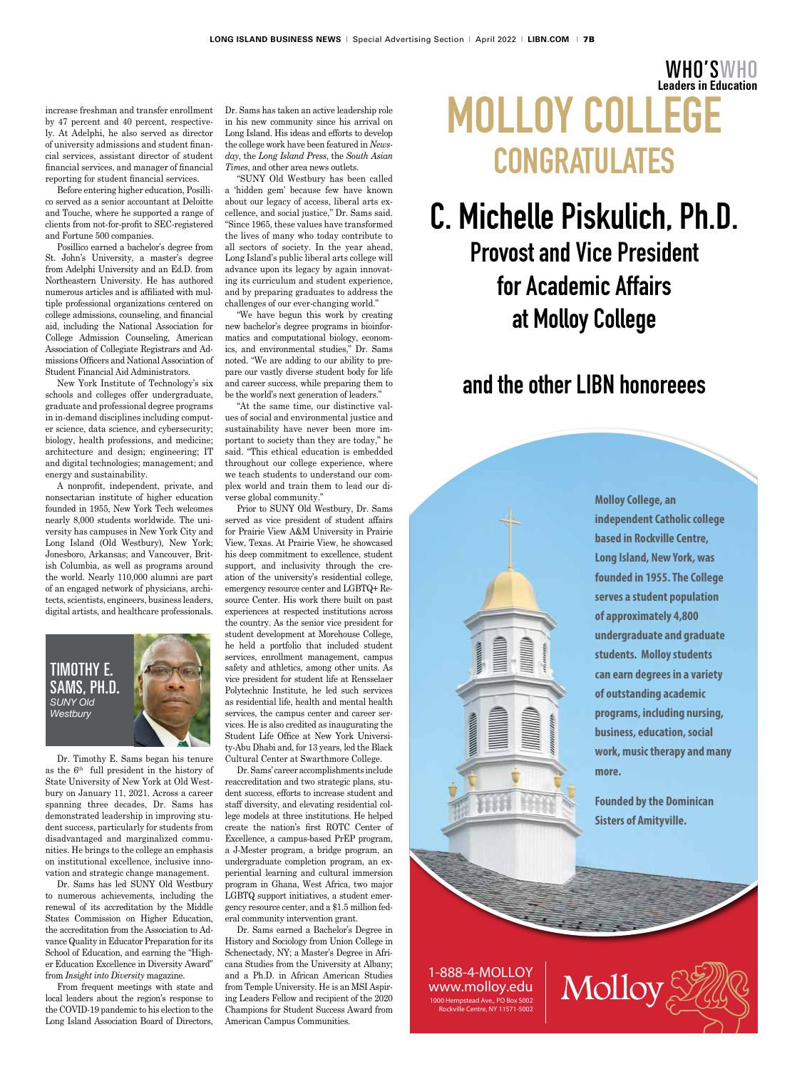increase freshman and transfer enrollment by 47 percent and 40 percent, respectively. At Adelphi, he also served as director of university admissions and student financial services, assistant director of student financial services, and manager of financial reporting for student financial services.

Before entering higher education, Posillico served as a senior accountant at Deloitte and Touche, where he supported a range of clients from not-for-profit to SEC-registered and Fortune 500 companies.

Posillico earned a bachelor's degree from St. John's University, a master's degree from Adelphi University and an Ed.D. from Northeastern University. He has authored numerous articles and is affiliated with multiple professional organizations centered on college admissions, counseling, and financial aid, including the National Association for College Admission Counseling, American Association of Collegiate Registrars and Admissions Officers and National Association of Student Financial Aid Administrators.

New York Institute of Technology's six schools and colleges offer undergraduate, graduate and professional degree programs in in-demand disciplines including computer science, data science, and cybersecurity; biology, health professions, and medicine; architecture and design; engineering; IT and digital technologies; management; and energy and sustainability.

A nonprofit, independent, private, and nonsectarian institute of higher education founded in 1955, New York Tech welcomes nearly 8,000 students worldwide. The university has campuses in New York City and Long Island (Old Westbury), New York; Jonesboro, Arkansas; and Vancouver, British Columbia, as well as programs around the world. Nearly 110,000 alumni are part of an engaged network of physicians, architects, scientists, engineers, business leaders, digital artists, and healthcare professionals.

## TIMOTHY E. SAMS, PH.D.
*SUNY Old Westbury*

Dr. Timothy E. Sams began his tenure as the 6th full president in the history of State University of New York at Old Westbury on January 11, 2021. Across a career spanning three decades, Dr. Sams has demonstrated leadership in improving student success, particularly for students from disadvantaged and marginalized communities. He brings to the college an emphasis on institutional excellence, inclusive innovation and strategic change management.

Dr. Sams has led SUNY Old Westbury to numerous achievements, including the renewal of its accreditation by the Middle States Commission on Higher Education, the accreditation from the Association to Advance Quality in Educator Preparation for its School of Education, and earning the "Higher Education Excellence in Diversity Award" from *Insight into Diversity* magazine.

From frequent meetings with state and local leaders about the region's response to the COVID-19 pandemic to his election to the Long Island Association Board of Directors, Dr. Sams has taken an active leadership role in his new community since his arrival on Long Island. His ideas and efforts to develop the college work have been featured in *Newsday*, the *Long Island Press*, the *South Asian Times*, and other area news outlets.

"SUNY Old Westbury has been called a 'hidden gem' because few have known about our legacy of access, liberal arts excellence, and social justice," Dr. Sams said. "Since 1965, these values have transformed the lives of many who today contribute to all sectors of society. In the year ahead, Long Island's public liberal arts college will advance upon its legacy by again innovating its curriculum and student experience, and by preparing graduates to address the challenges of our ever-changing world."

"We have begun this work by creating new bachelor's degree programs in bioinformatics and computational biology, economics, and environmental studies," Dr. Sams noted. "We are adding to our ability to prepare our vastly diverse student body for life and career success, while preparing them to be the world's next generation of leaders."

"At the same time, our distinctive values of social and environmental justice and sustainability have never been more important to society than they are today," he said. "This ethical education is embedded throughout our college experience, where we teach students to understand our complex world and train them to lead our diverse global community."

Prior to SUNY Old Westbury, Dr. Sams served as vice president of student affairs for Prairie View A&M University in Prairie View, Texas. At Prairie View, he showcased his deep commitment to excellence, student support, and inclusivity through the creation of the university's residential college, emergency resource center and LGBTQ+ Resource Center. His work there built on past experiences at respected institutions across the country. As the senior vice president for student development at Morehouse College, he held a portfolio that included student services, enrollment management, campus safety and athletics, among other units. As vice president for student life at Rensselaer Polytechnic Institute, he led such services as residential life, health and mental health services, the campus center and career services. He is also credited as inaugurating the Student Life Office at New York University-Abu Dhabi and, for 13 years, led the Black Cultural Center at Swarthmore College.

Dr. Sams' career accomplishments include reaccreditation and two strategic plans, student success, efforts to increase student and staff diversity, and elevating residential college models at three institutions. He helped create the nation's first ROTC Center of Excellence, a campus-based PrEP program, a J-Mester program, a bridge program, an undergraduate completion program, an experiential learning and cultural immersion program in Ghana, West Africa, two major LGBTQ support initiatives, a student emergency resource center, and a $1.5 million federal community intervention grant.

Dr. Sams earned a Bachelor's Degree in History and Sociology from Union College in Schenectady, NY; a Master's Degree in Africana Studies from the University at Albany; and a Ph.D. in African American Studies from Temple University. He is an MSI Aspiring Leaders Fellow and recipient of the 2020 Champions for Student Success Award from American Campus Communities.

WHO'S WHO
Leaders in Education

# MOLLOY COLLEGE CONGRATULATES

## C. Michelle Piskulich, Ph.D.

### Provost and Vice President for Academic Affairs at Molloy College

## and the other LIBN honoreees

**Molloy College, an independent Catholic college based in Rockville Centre, Long Island, New York, was founded in 1955. The College serves a student population of approximately 4,800 undergraduate and graduate students. Molloy students can earn degrees in a variety of outstanding academic programs, including nursing, business, education, social work, music therapy and many more.**

**Founded by the Dominican Sisters of Amityville.**

1-888-4-MOLLOY
www.molloy.edu
1000 Hempstead Ave., PO Box 5002
Rockville Centre, NY 11571-5002

Molloy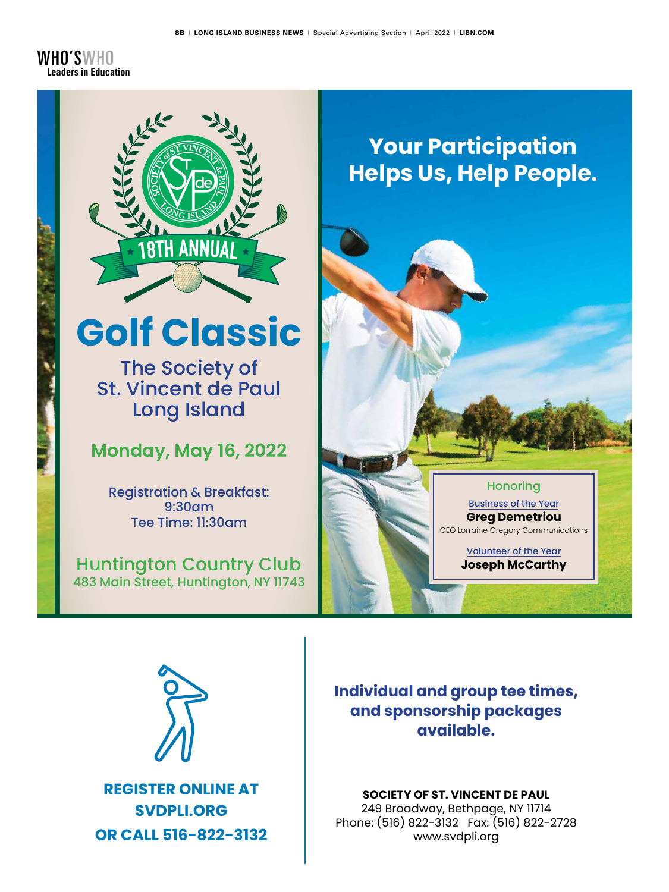WHO'S WHO
Leaders in Education

18TH ANNUAL

# Golf Classic

The Society of St. Vincent de Paul Long Island

**Monday, May 16, 2022**

Registration & Breakfast: 9:30am
Tee Time: 11:30am

Huntington Country Club
483 Main Street, Huntington, NY 11743

## Your Participation Helps Us, Help People.

Honoring

Business of the Year
**Greg Demetriou**
CEO Lorraine Gregory Communications

Volunteer of the Year
**Joseph McCarthy**

**REGISTER ONLINE AT SVDPLI.ORG OR CALL 516-822-3132**

**Individual and group tee times, and sponsorship packages available.**

**SOCIETY OF ST. VINCENT DE PAUL**
249 Broadway, Bethpage, NY 11714
Phone: (516) 822-3132 Fax: (516) 822-2728
www.svdpli.org